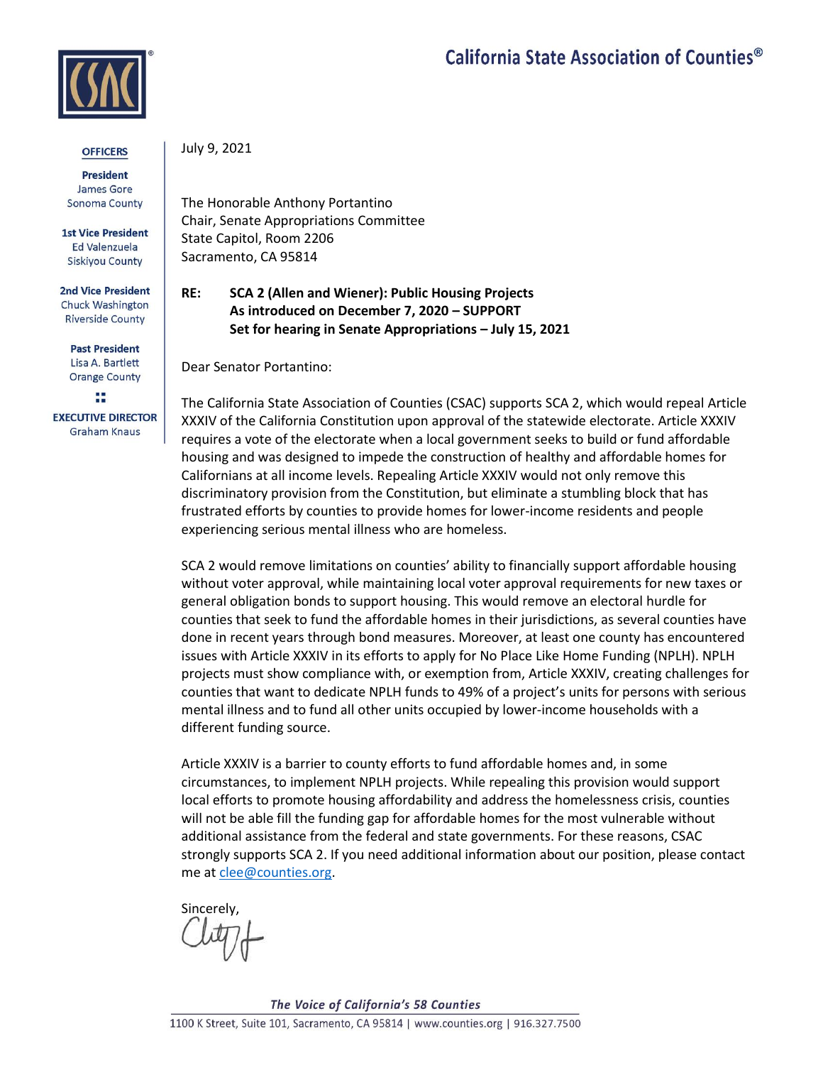# California State Association of Counties®

**OFFICERS**

**President**
James Gore
Sonoma County

**1st Vice President**
Ed Valenzuela
Siskiyou County

**2nd Vice President**
Chuck Washington
Riverside County

**Past President**
Lisa A. Bartlett
Orange County

**EXECUTIVE DIRECTOR**
Graham Knaus

July 9, 2021

The Honorable Anthony Portantino
Chair, Senate Appropriations Committee
State Capitol, Room 2206
Sacramento, CA 95814

**RE: SCA 2 (Allen and Wiener): Public Housing Projects**
**As introduced on December 7, 2020 – SUPPORT**
**Set for hearing in Senate Appropriations – July 15, 2021**

Dear Senator Portantino:

The California State Association of Counties (CSAC) supports SCA 2, which would repeal Article XXXIV of the California Constitution upon approval of the statewide electorate. Article XXXIV requires a vote of the electorate when a local government seeks to build or fund affordable housing and was designed to impede the construction of healthy and affordable homes for Californians at all income levels. Repealing Article XXXIV would not only remove this discriminatory provision from the Constitution, but eliminate a stumbling block that has frustrated efforts by counties to provide homes for lower-income residents and people experiencing serious mental illness who are homeless.

SCA 2 would remove limitations on counties' ability to financially support affordable housing without voter approval, while maintaining local voter approval requirements for new taxes or general obligation bonds to support housing. This would remove an electoral hurdle for counties that seek to fund the affordable homes in their jurisdictions, as several counties have done in recent years through bond measures. Moreover, at least one county has encountered issues with Article XXXIV in its efforts to apply for No Place Like Home Funding (NPLH). NPLH projects must show compliance with, or exemption from, Article XXXIV, creating challenges for counties that want to dedicate NPLH funds to 49% of a project's units for persons with serious mental illness and to fund all other units occupied by lower-income households with a different funding source.

Article XXXIV is a barrier to county efforts to fund affordable homes and, in some circumstances, to implement NPLH projects. While repealing this provision would support local efforts to promote housing affordability and address the homelessness crisis, counties will not be able fill the funding gap for affordable homes for the most vulnerable without additional assistance from the federal and state governments. For these reasons, CSAC strongly supports SCA 2. If you need additional information about our position, please contact me at clee@counties.org.

Sincerely,

*The Voice of California's 58 Counties*
1100 K Street, Suite 101, Sacramento, CA 95814 | www.counties.org | 916.327.7500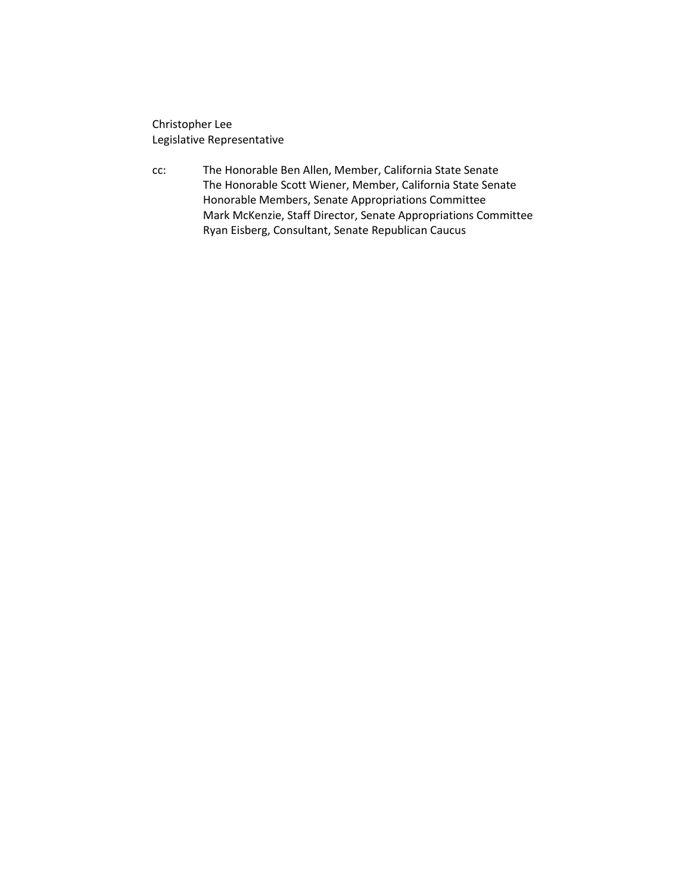Christopher Lee
Legislative Representative

cc: The Honorable Ben Allen, Member, California State Senate
The Honorable Scott Wiener, Member, California State Senate
Honorable Members, Senate Appropriations Committee
Mark McKenzie, Staff Director, Senate Appropriations Committee
Ryan Eisberg, Consultant, Senate Republican Caucus